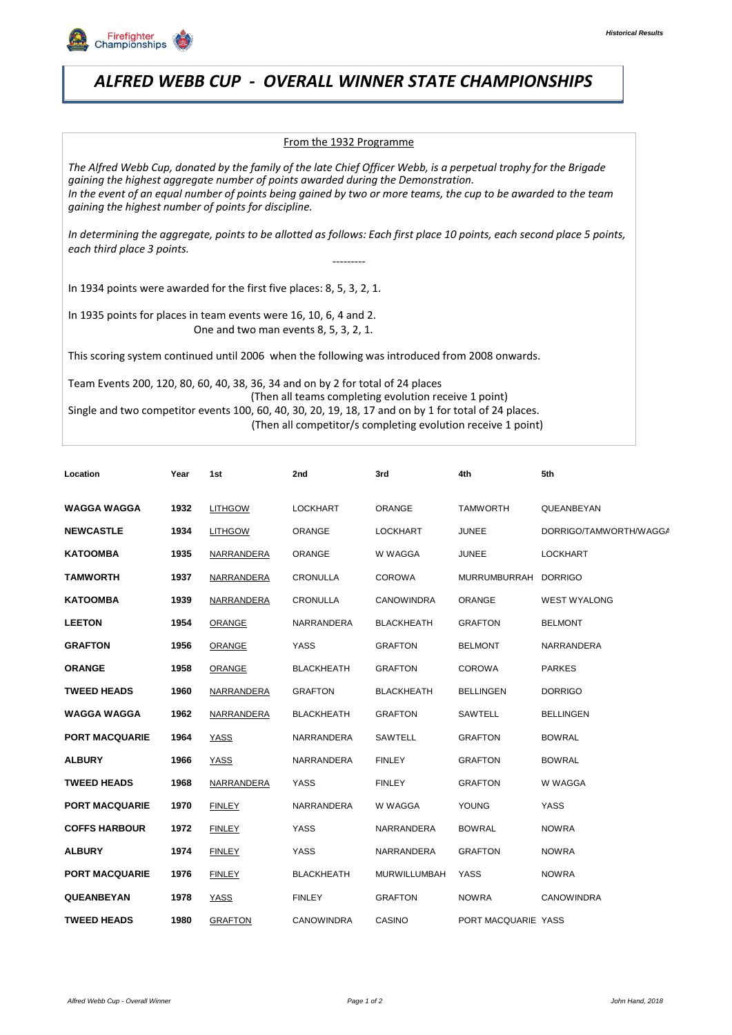# *ALFRED WEBB CUP - OVERALL WINNER STATE CHAMPIONSHIPS*

From the 1932 Programme

*The Alfred Webb Cup, donated by the family of the late Chief Officer Webb, is a perpetual trophy for the Brigade gaining the highest aggregate number of points awarded during the Demonstration.*
*In the event of an equal number of points being gained by two or more teams, the cup to be awarded to the team gaining the highest number of points for discipline.*

*In determining the aggregate, points to be allotted as follows: Each first place 10 points, each second place 5 points, each third place 3 points.*

---------

In 1934 points were awarded for the first five places: 8, 5, 3, 2, 1.

In 1935 points for places in team events were 16, 10, 6, 4 and 2.
One and two man events 8, 5, 3, 2, 1.

This scoring system continued until 2006 when the following was introduced from 2008 onwards.

Team Events 200, 120, 80, 60, 40, 38, 36, 34 and on by 2 for total of 24 places
(Then all teams completing evolution receive 1 point)
Single and two competitor events 100, 60, 40, 30, 20, 19, 18, 17 and on by 1 for total of 24 places.
(Then all competitor/s completing evolution receive 1 point)

| Location | Year | 1st | 2nd | 3rd | 4th | 5th |
|---|---|---|---|---|---|---|
| **WAGGA WAGGA** | **1932** | LITHGOW | LOCKHART | ORANGE | TAMWORTH | QUEANBEYAN |
| **NEWCASTLE** | **1934** | LITHGOW | ORANGE | LOCKHART | JUNEE | DORRIGO/TAMWORTH/WAGGA |
| **KATOOMBA** | **1935** | NARRANDERA | ORANGE | W WAGGA | JUNEE | LOCKHART |
| **TAMWORTH** | **1937** | NARRANDERA | CRONULLA | COROWA | MURRUMBURRAH | DORRIGO |
| **KATOOMBA** | **1939** | NARRANDERA | CRONULLA | CANOWINDRA | ORANGE | WEST WYALONG |
| **LEETON** | **1954** | ORANGE | NARRANDERA | BLACKHEATH | GRAFTON | BELMONT |
| **GRAFTON** | **1956** | ORANGE | YASS | GRAFTON | BELMONT | NARRANDERA |
| **ORANGE** | **1958** | ORANGE | BLACKHEATH | GRAFTON | COROWA | PARKES |
| **TWEED HEADS** | **1960** | NARRANDERA | GRAFTON | BLACKHEATH | BELLINGEN | DORRIGO |
| **WAGGA WAGGA** | **1962** | NARRANDERA | BLACKHEATH | GRAFTON | SAWTELL | BELLINGEN |
| **PORT MACQUARIE** | **1964** | YASS | NARRANDERA | SAWTELL | GRAFTON | BOWRAL |
| **ALBURY** | **1966** | YASS | NARRANDERA | FINLEY | GRAFTON | BOWRAL |
| **TWEED HEADS** | **1968** | NARRANDERA | YASS | FINLEY | GRAFTON | W WAGGA |
| **PORT MACQUARIE** | **1970** | FINLEY | NARRANDERA | W WAGGA | YOUNG | YASS |
| **COFFS HARBOUR** | **1972** | FINLEY | YASS | NARRANDERA | BOWRAL | NOWRA |
| **ALBURY** | **1974** | FINLEY | YASS | NARRANDERA | GRAFTON | NOWRA |
| **PORT MACQUARIE** | **1976** | FINLEY | BLACKHEATH | MURWILLUMBAH | YASS | NOWRA |
| **QUEANBEYAN** | **1978** | YASS | FINLEY | GRAFTON | NOWRA | CANOWINDRA |
| **TWEED HEADS** | **1980** | GRAFTON | CANOWINDRA | CASINO | PORT MACQUARIE | YASS |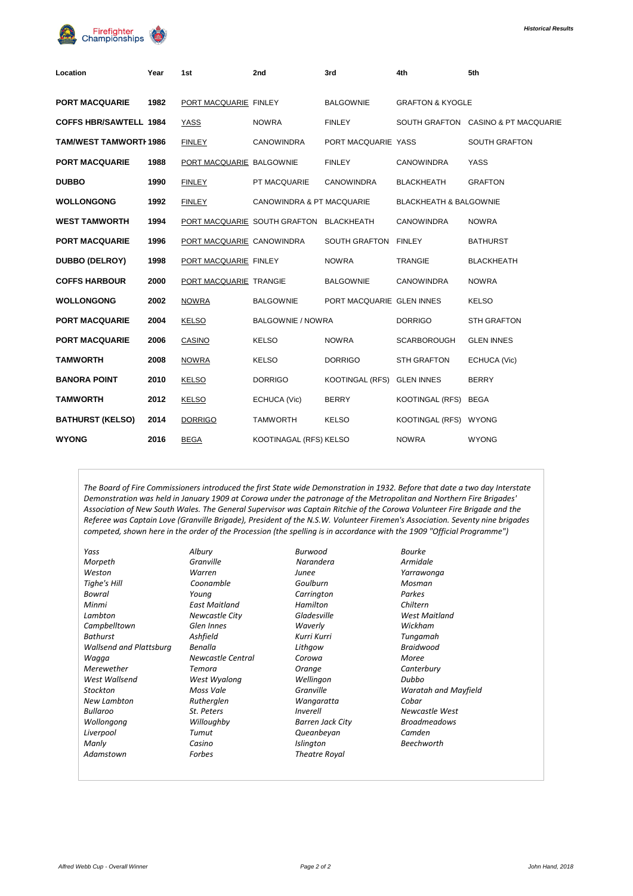| Location | Year | 1st | 2nd | 3rd | 4th | 5th |
|---|---|---|---|---|---|---|
| **PORT MACQUARIE** | **1982** | PORT MACQUARIE | FINLEY | BALGOWNIE | GRAFTON & KYOGLE | |
| **COFFS HBR/SAWTELL** | **1984** | YASS | NOWRA | FINLEY | SOUTH GRAFTON | CASINO & PT MACQUARIE |
| **TAM/WEST TAMWORTH** | **1986** | FINLEY | CANOWINDRA | PORT MACQUARIE | YASS | SOUTH GRAFTON |
| **PORT MACQUARIE** | **1988** | PORT MACQUARIE | BALGOWNIE | FINLEY | CANOWINDRA | YASS |
| **DUBBO** | **1990** | FINLEY | PT MACQUARIE | CANOWINDRA | BLACKHEATH | GRAFTON |
| **WOLLONGONG** | **1992** | FINLEY | CANOWINDRA & PT MACQUARIE | | BLACKHEATH & BALGOWNIE | |
| **WEST TAMWORTH** | **1994** | PORT MACQUARIE | SOUTH GRAFTON | BLACKHEATH | CANOWINDRA | NOWRA |
| **PORT MACQUARIE** | **1996** | PORT MACQUARIE | CANOWINDRA | SOUTH GRAFTON | FINLEY | BATHURST |
| **DUBBO (DELROY)** | **1998** | PORT MACQUARIE | FINLEY | NOWRA | TRANGIE | BLACKHEATH |
| **COFFS HARBOUR** | **2000** | PORT MACQUARIE | TRANGIE | BALGOWNIE | CANOWINDRA | NOWRA |
| **WOLLONGONG** | **2002** | NOWRA | BALGOWNIE | PORT MACQUARIE | GLEN INNES | KELSO |
| **PORT MACQUARIE** | **2004** | KELSO | BALGOWNIE / NOWRA | | DORRIGO | STH GRAFTON |
| **PORT MACQUARIE** | **2006** | CASINO | KELSO | NOWRA | SCARBOROUGH | GLEN INNES |
| **TAMWORTH** | **2008** | NOWRA | KELSO | DORRIGO | STH GRAFTON | ECHUCA (Vic) |
| **BANORA POINT** | **2010** | KELSO | DORRIGO | KOOTINGAL (RFS) | GLEN INNES | BERRY |
| **TAMWORTH** | **2012** | KELSO | ECHUCA (Vic) | BERRY | KOOTINGAL (RFS) | BEGA |
| **BATHURST (KELSO)** | **2014** | DORRIGO | TAMWORTH | KELSO | KOOTINGAL (RFS) | WYONG |
| **WYONG** | **2016** | BEGA | KOOTINAGAL (RFS) | KELSO | NOWRA | WYONG |

*The Board of Fire Commissioners introduced the first State wide Demonstration in 1932. Before that date a two day Interstate Demonstration was held in January 1909 at Corowa under the patronage of the Metropolitan and Northern Fire Brigades' Association of New South Wales. The General Supervisor was Captain Ritchie of the Corowa Volunteer Fire Brigade and the Referee was Captain Love (Granville Brigade), President of the N.S.W. Volunteer Firemen's Association. Seventy nine brigades competed, shown here in the order of the Procession (the spelling is in accordance with the 1909 "Official Programme")*

| | | | |
|---|---|---|---|
| *Yass* | *Albury* | *Burwood* | *Bourke* |
| *Morpeth* | *Granville* | *Narandera* | *Armidale* |
| *Weston* | *Warren* | *Junee* | *Yarrawonga* |
| *Tighe's Hill* | *Coonamble* | *Goulburn* | *Mosman* |
| *Bowral* | *Young* | *Carrington* | *Parkes* |
| *Minmi* | *East Maitland* | *Hamilton* | *Chiltern* |
| *Lambton* | *Newcastle City* | *Gladesville* | *West Maitland* |
| *Campbelltown* | *Glen Innes* | *Waverly* | *Wickham* |
| *Bathurst* | *Ashfield* | *Kurri Kurri* | *Tungamah* |
| *Wallsend and Plattsburg* | *Benalla* | *Lithgow* | *Braidwood* |
| *Wagga* | *Newcastle Central* | *Corowa* | *Moree* |
| *Merewether* | *Temora* | *Orange* | *Canterbury* |
| *West Wallsend* | *West Wyalong* | *Wellingon* | *Dubbo* |
| *Stockton* | *Moss Vale* | *Granville* | *Waratah and Mayfield* |
| *New Lambton* | *Rutherglen* | *Wangaratta* | *Cobar* |
| *Bullaroo* | *St. Peters* | *Inverell* | *Newcastle West* |
| *Wollongong* | *Willoughby* | *Barren Jack City* | *Broadmeadows* |
| *Liverpool* | *Tumut* | *Queanbeyan* | *Camden* |
| *Manly* | *Casino* | *Islington* | *Beechworth* |
| *Adamstown* | *Forbes* | *Theatre Royal* | |